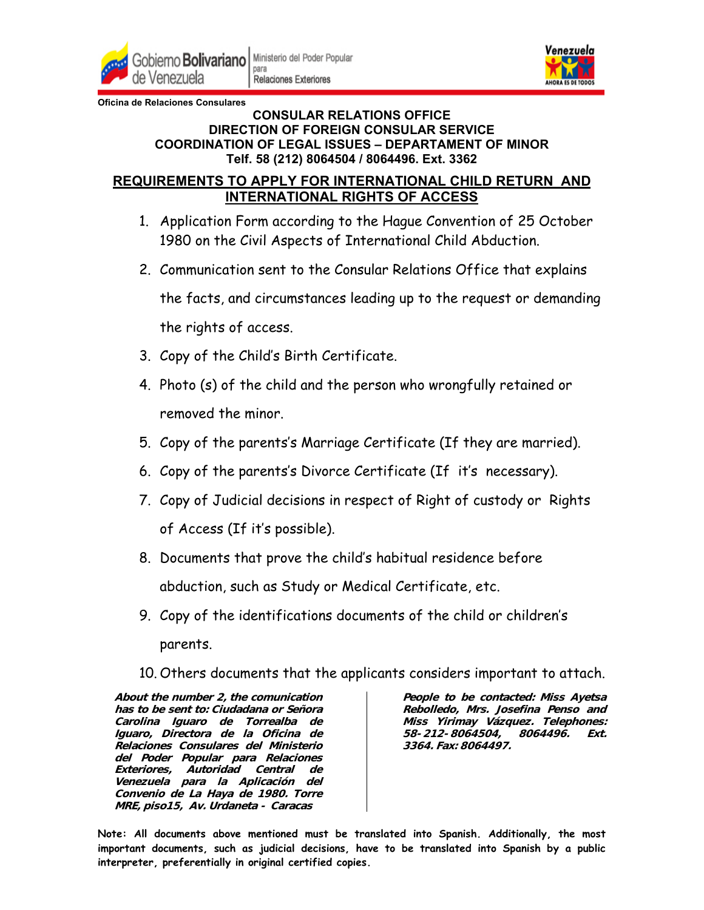Gobierno Bolivariano de Venezuela | Ministerio del Poder Popular para Relaciones Exteriores

Venezuela AHORA ES DE TODOS

**Oficina de Relaciones Consulares**

**CONSULAR RELATIONS OFFICE**
**DIRECTION OF FOREIGN CONSULAR SERVICE**
**COORDINATION OF LEGAL ISSUES – DEPARTAMENT OF MINOR**
**Telf. 58 (212) 8064504 / 8064496. Ext. 3362**

## REQUIREMENTS TO APPLY FOR INTERNATIONAL CHILD RETURN AND INTERNATIONAL RIGHTS OF ACCESS

1. Application Form according to the Hague Convention of 25 October 1980 on the Civil Aspects of International Child Abduction.
2. Communication sent to the Consular Relations Office that explains the facts, and circumstances leading up to the request or demanding the rights of access.
3. Copy of the Child's Birth Certificate.
4. Photo (s) of the child and the person who wrongfully retained or removed the minor.
5. Copy of the parents's Marriage Certificate (If they are married).
6. Copy of the parents's Divorce Certificate (If it's necessary).
7. Copy of Judicial decisions in respect of Right of custody or Rights of Access (If it's possible).
8. Documents that prove the child's habitual residence before abduction, such as Study or Medical Certificate, etc.
9. Copy of the identifications documents of the child or children's parents.
10. Others documents that the applicants considers important to attach.

***About the number 2, the comunication has to be sent to: Ciudadana or Señora Carolina Iguaro de Torrealba de Iguaro, Directora de la Oficina de Relaciones Consulares del Ministerio del Poder Popular para Relaciones Exteriores, Autoridad Central de Venezuela para la Aplicación del Convenio de La Haya de 1980. Torre MRE, piso15, Av. Urdaneta - Caracas***

***People to be contacted: Miss Ayetsa Rebolledo, Mrs. Josefina Penso and Miss Yirimay Vázquez. Telephones: 58- 212- 8064504, 8064496. Ext. 3364. Fax: 8064497.***

**Note: All documents above mentioned must be translated into Spanish. Additionally, the most important documents, such as judicial decisions, have to be translated into Spanish by a public interpreter, preferentially in original certified copies.**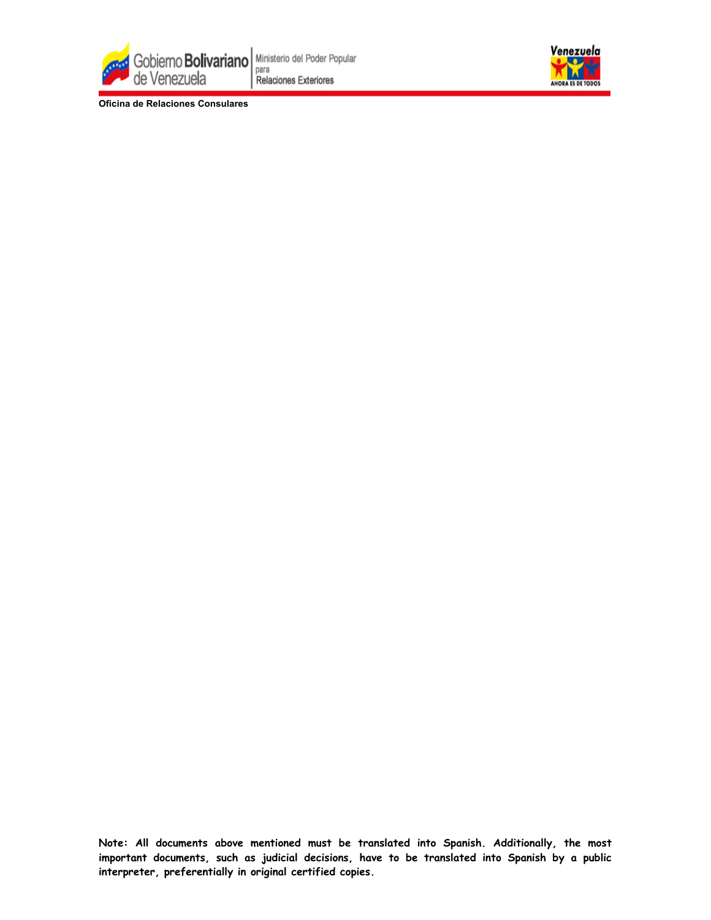**Note: All documents above mentioned must be translated into Spanish. Additionally, the most important documents, such as judicial decisions, have to be translated into Spanish by a public interpreter, preferentially in original certified copies.**